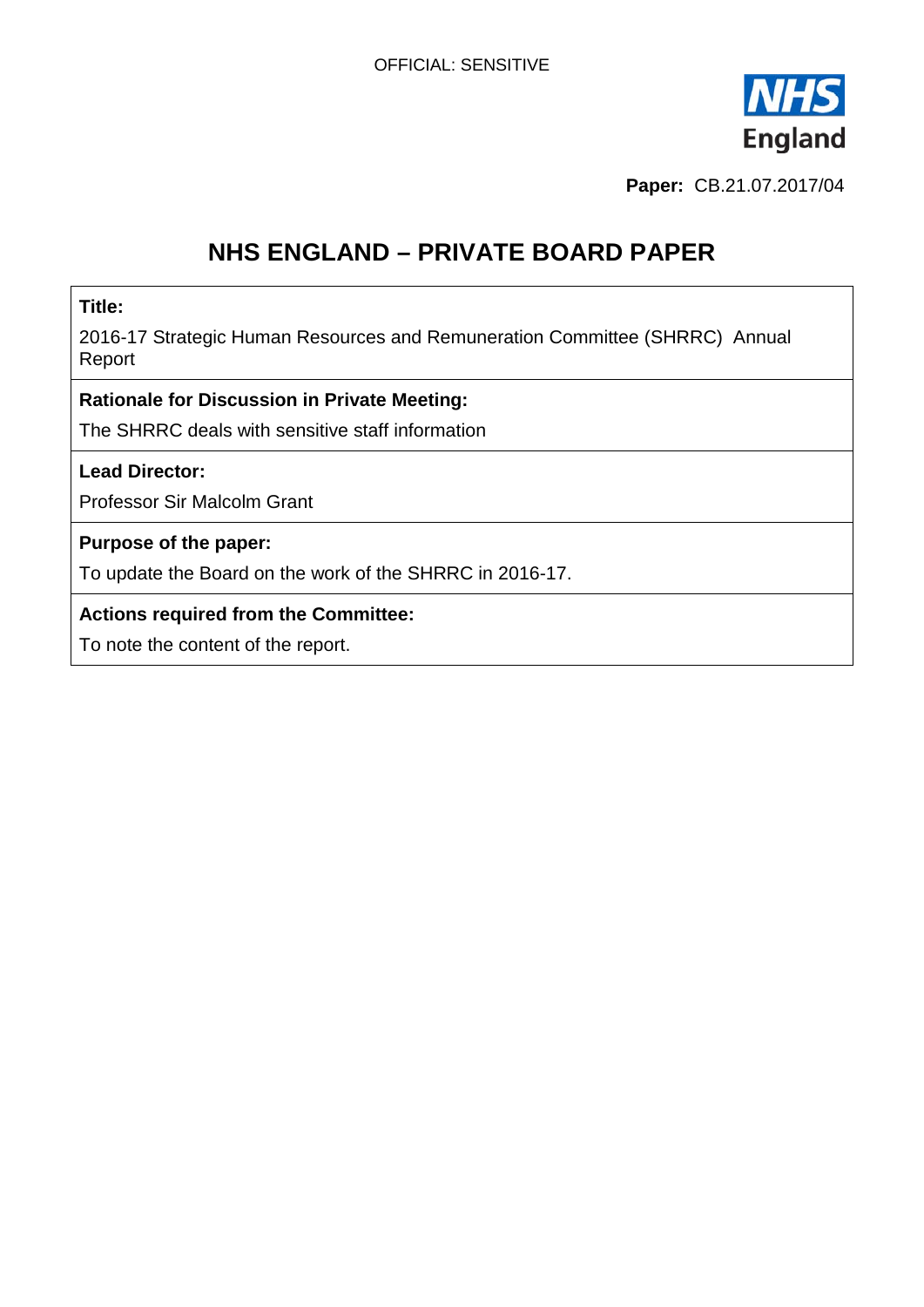OFFICIAL: SENSITIVE

**Paper:** CB.21.07.2017/04

# NHS ENGLAND – PRIVATE BOARD PAPER

**Title:**

2016-17 Strategic Human Resources and Remuneration Committee (SHRRC) Annual Report

**Rationale for Discussion in Private Meeting:**

The SHRRC deals with sensitive staff information

**Lead Director:**

Professor Sir Malcolm Grant

**Purpose of the paper:**

To update the Board on the work of the SHRRC in 2016-17.

**Actions required from the Committee:**

To note the content of the report.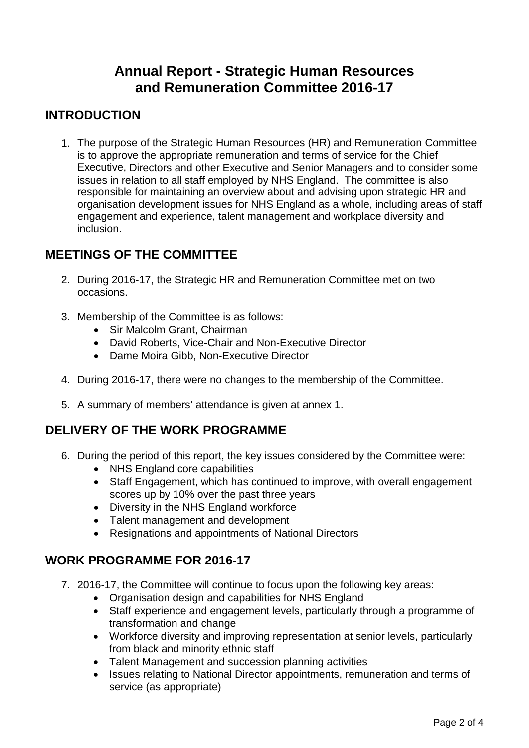# Annual Report - Strategic Human Resources and Remuneration Committee 2016-17

## INTRODUCTION

1. The purpose of the Strategic Human Resources (HR) and Remuneration Committee is to approve the appropriate remuneration and terms of service for the Chief Executive, Directors and other Executive and Senior Managers and to consider some issues in relation to all staff employed by NHS England. The committee is also responsible for maintaining an overview about and advising upon strategic HR and organisation development issues for NHS England as a whole, including areas of staff engagement and experience, talent management and workplace diversity and inclusion.

## MEETINGS OF THE COMMITTEE

2. During 2016-17, the Strategic HR and Remuneration Committee met on two occasions.

3. Membership of the Committee is as follows:
   - Sir Malcolm Grant, Chairman
   - David Roberts, Vice-Chair and Non-Executive Director
   - Dame Moira Gibb, Non-Executive Director

4. During 2016-17, there were no changes to the membership of the Committee.

5. A summary of members' attendance is given at annex 1.

## DELIVERY OF THE WORK PROGRAMME

6. During the period of this report, the key issues considered by the Committee were:
   - NHS England core capabilities
   - Staff Engagement, which has continued to improve, with overall engagement scores up by 10% over the past three years
   - Diversity in the NHS England workforce
   - Talent management and development
   - Resignations and appointments of National Directors

## WORK PROGRAMME FOR 2016-17

7. 2016-17, the Committee will continue to focus upon the following key areas:
   - Organisation design and capabilities for NHS England
   - Staff experience and engagement levels, particularly through a programme of transformation and change
   - Workforce diversity and improving representation at senior levels, particularly from black and minority ethnic staff
   - Talent Management and succession planning activities
   - Issues relating to National Director appointments, remuneration and terms of service (as appropriate)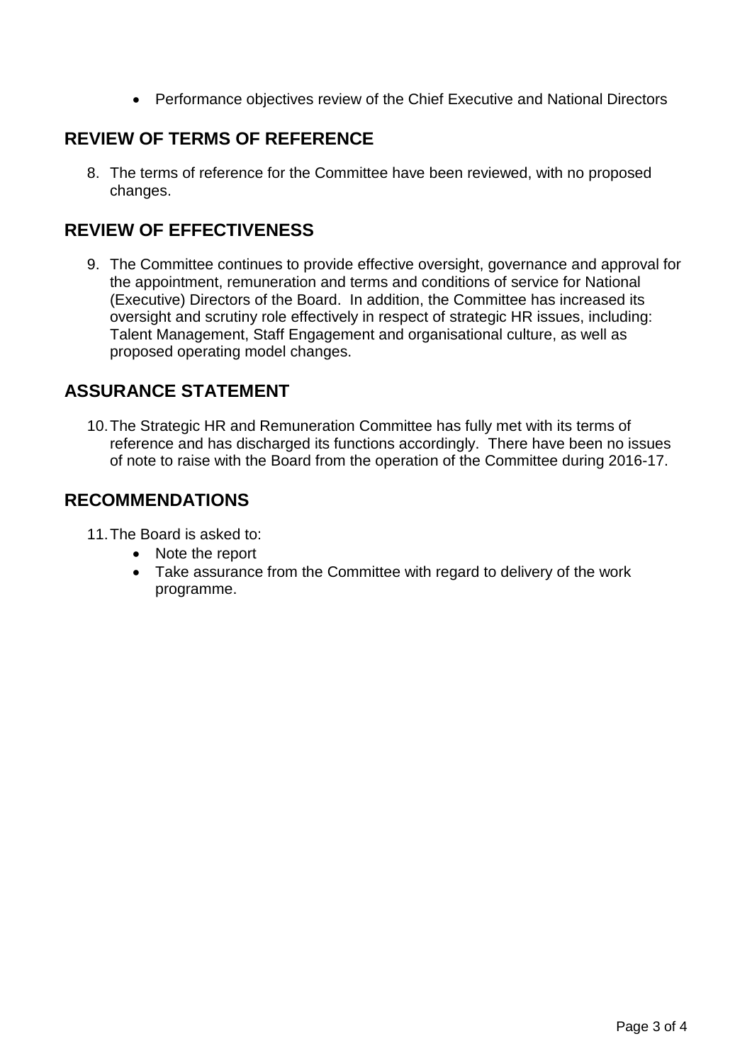- Performance objectives review of the Chief Executive and National Directors

## REVIEW OF TERMS OF REFERENCE

8. The terms of reference for the Committee have been reviewed, with no proposed changes.

## REVIEW OF EFFECTIVENESS

9. The Committee continues to provide effective oversight, governance and approval for the appointment, remuneration and terms and conditions of service for National (Executive) Directors of the Board. In addition, the Committee has increased its oversight and scrutiny role effectively in respect of strategic HR issues, including: Talent Management, Staff Engagement and organisational culture, as well as proposed operating model changes.

## ASSURANCE STATEMENT

10. The Strategic HR and Remuneration Committee has fully met with its terms of reference and has discharged its functions accordingly. There have been no issues of note to raise with the Board from the operation of the Committee during 2016-17.

## RECOMMENDATIONS

11. The Board is asked to:
    - Note the report
    - Take assurance from the Committee with regard to delivery of the work programme.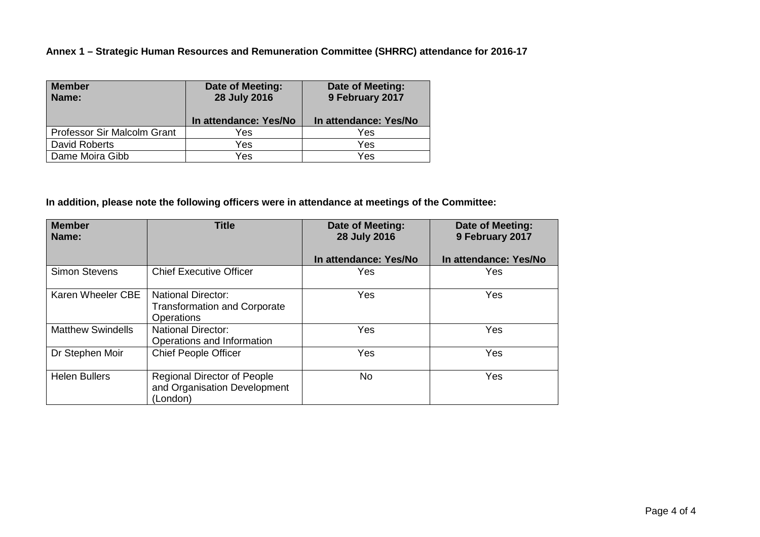**Annex 1 – Strategic Human Resources and Remuneration Committee (SHRRC) attendance for 2016-17**

| Member Name: | Date of Meeting: 28 July 2016<br><br>In attendance: Yes/No | Date of Meeting: 9 February 2017<br><br>In attendance: Yes/No |
|---|---|---|
| Professor Sir Malcolm Grant | Yes | Yes |
| David Roberts | Yes | Yes |
| Dame Moira Gibb | Yes | Yes |

**In addition, please note the following officers were in attendance at meetings of the Committee:**

| Member Name: | Title | Date of Meeting: 28 July 2016<br><br>In attendance: Yes/No | Date of Meeting: 9 February 2017<br><br>In attendance: Yes/No |
|---|---|---|---|
| Simon Stevens | Chief Executive Officer | Yes | Yes |
| Karen Wheeler CBE | National Director: Transformation and Corporate Operations | Yes | Yes |
| Matthew Swindells | National Director: Operations and Information | Yes | Yes |
| Dr Stephen Moir | Chief People Officer | Yes | Yes |
| Helen Bullers | Regional Director of People and Organisation Development (London) | No | Yes |